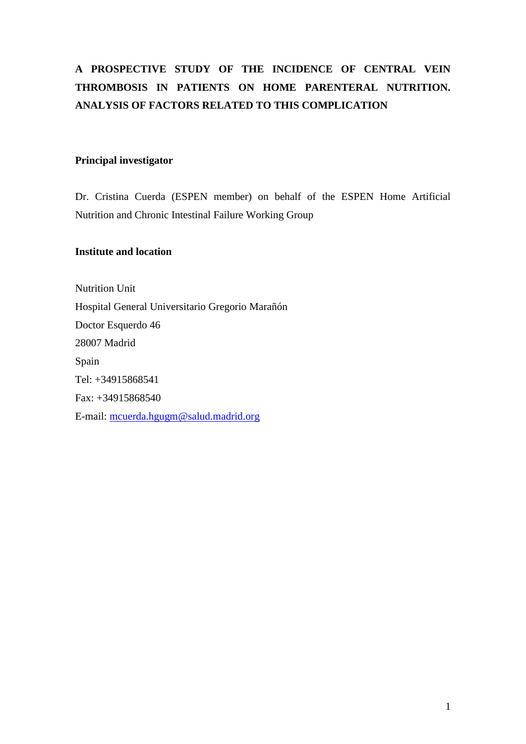# A PROSPECTIVE STUDY OF THE INCIDENCE OF CENTRAL VEIN THROMBOSIS IN PATIENTS ON HOME PARENTERAL NUTRITION. ANALYSIS OF FACTORS RELATED TO THIS COMPLICATION

## Principal investigator

Dr. Cristina Cuerda (ESPEN member) on behalf of the ESPEN Home Artificial Nutrition and Chronic Intestinal Failure Working Group

## Institute and location

Nutrition Unit  
Hospital General Universitario Gregorio Marañón  
Doctor Esquerdo 46  
28007 Madrid  
Spain  
Tel: +34915868541  
Fax: +34915868540  
E-mail: mcuerda.hgugm@salud.madrid.org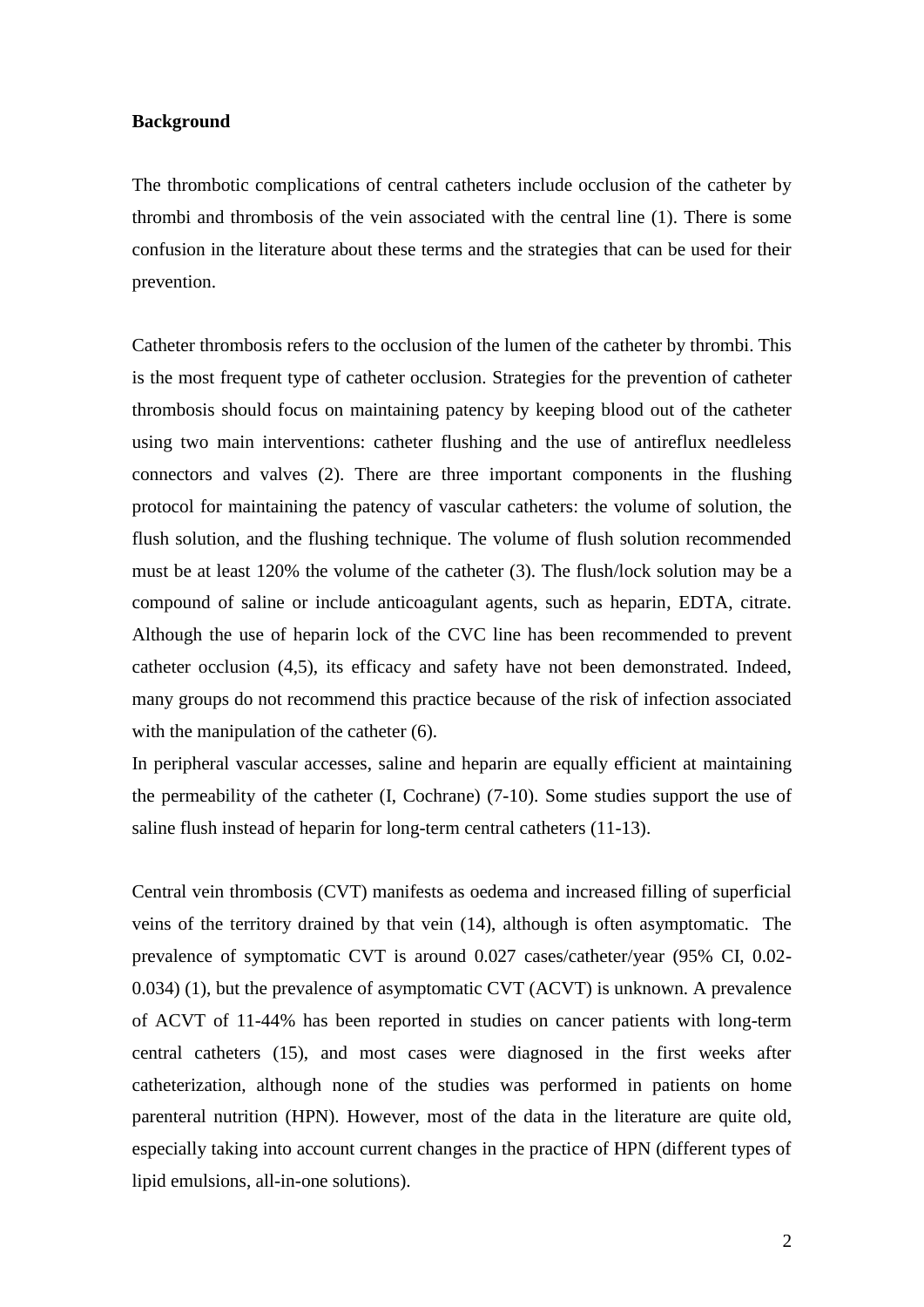## Background

The thrombotic complications of central catheters include occlusion of the catheter by thrombi and thrombosis of the vein associated with the central line (1). There is some confusion in the literature about these terms and the strategies that can be used for their prevention.

Catheter thrombosis refers to the occlusion of the lumen of the catheter by thrombi. This is the most frequent type of catheter occlusion. Strategies for the prevention of catheter thrombosis should focus on maintaining patency by keeping blood out of the catheter using two main interventions: catheter flushing and the use of antireflux needleless connectors and valves (2). There are three important components in the flushing protocol for maintaining the patency of vascular catheters: the volume of solution, the flush solution, and the flushing technique. The volume of flush solution recommended must be at least 120% the volume of the catheter (3). The flush/lock solution may be a compound of saline or include anticoagulant agents, such as heparin, EDTA, citrate. Although the use of heparin lock of the CVC line has been recommended to prevent catheter occlusion (4,5), its efficacy and safety have not been demonstrated. Indeed, many groups do not recommend this practice because of the risk of infection associated with the manipulation of the catheter (6).

In peripheral vascular accesses, saline and heparin are equally efficient at maintaining the permeability of the catheter (I, Cochrane) (7-10). Some studies support the use of saline flush instead of heparin for long-term central catheters (11-13).

Central vein thrombosis (CVT) manifests as oedema and increased filling of superficial veins of the territory drained by that vein (14), although is often asymptomatic. The prevalence of symptomatic CVT is around 0.027 cases/catheter/year (95% CI, 0.02-0.034) (1), but the prevalence of asymptomatic CVT (ACVT) is unknown. A prevalence of ACVT of 11-44% has been reported in studies on cancer patients with long-term central catheters (15), and most cases were diagnosed in the first weeks after catheterization, although none of the studies was performed in patients on home parenteral nutrition (HPN). However, most of the data in the literature are quite old, especially taking into account current changes in the practice of HPN (different types of lipid emulsions, all-in-one solutions).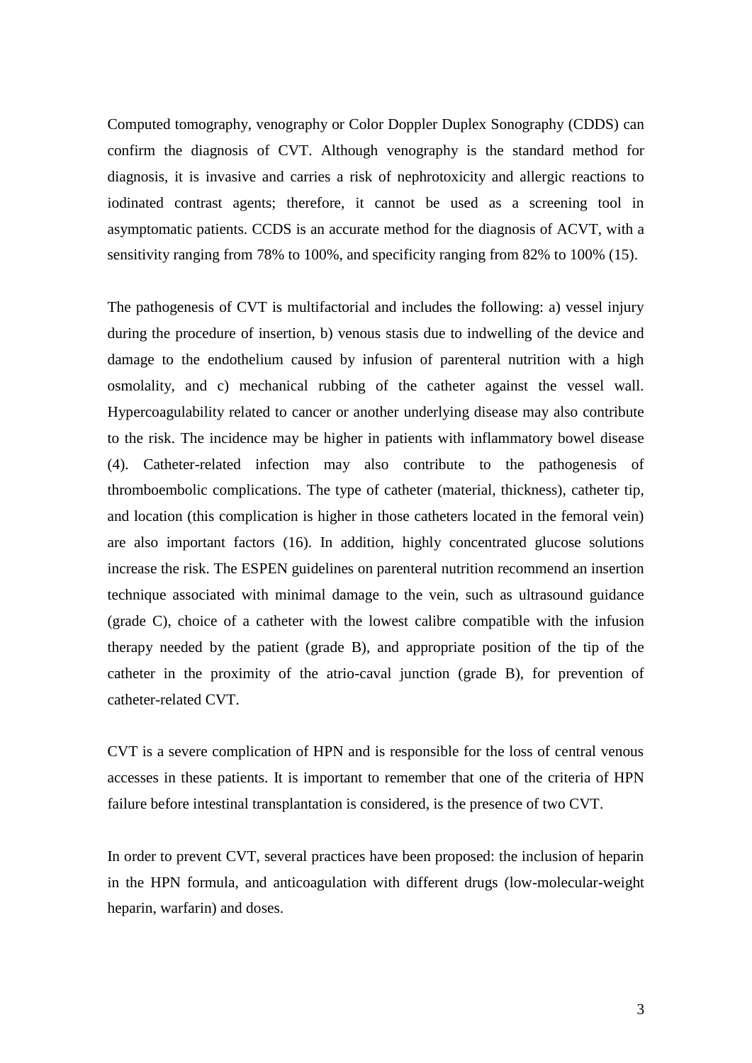Computed tomography, venography or Color Doppler Duplex Sonography (CDDS) can confirm the diagnosis of CVT. Although venography is the standard method for diagnosis, it is invasive and carries a risk of nephrotoxicity and allergic reactions to iodinated contrast agents; therefore, it cannot be used as a screening tool in asymptomatic patients. CCDS is an accurate method for the diagnosis of ACVT, with a sensitivity ranging from 78% to 100%, and specificity ranging from 82% to 100% (15).

The pathogenesis of CVT is multifactorial and includes the following: a) vessel injury during the procedure of insertion, b) venous stasis due to indwelling of the device and damage to the endothelium caused by infusion of parenteral nutrition with a high osmolality, and c) mechanical rubbing of the catheter against the vessel wall. Hypercoagulability related to cancer or another underlying disease may also contribute to the risk. The incidence may be higher in patients with inflammatory bowel disease (4). Catheter-related infection may also contribute to the pathogenesis of thromboembolic complications. The type of catheter (material, thickness), catheter tip, and location (this complication is higher in those catheters located in the femoral vein) are also important factors (16). In addition, highly concentrated glucose solutions increase the risk. The ESPEN guidelines on parenteral nutrition recommend an insertion technique associated with minimal damage to the vein, such as ultrasound guidance (grade C), choice of a catheter with the lowest calibre compatible with the infusion therapy needed by the patient (grade B), and appropriate position of the tip of the catheter in the proximity of the atrio-caval junction (grade B), for prevention of catheter-related CVT.

CVT is a severe complication of HPN and is responsible for the loss of central venous accesses in these patients. It is important to remember that one of the criteria of HPN failure before intestinal transplantation is considered, is the presence of two CVT.

In order to prevent CVT, several practices have been proposed: the inclusion of heparin in the HPN formula, and anticoagulation with different drugs (low-molecular-weight heparin, warfarin) and doses.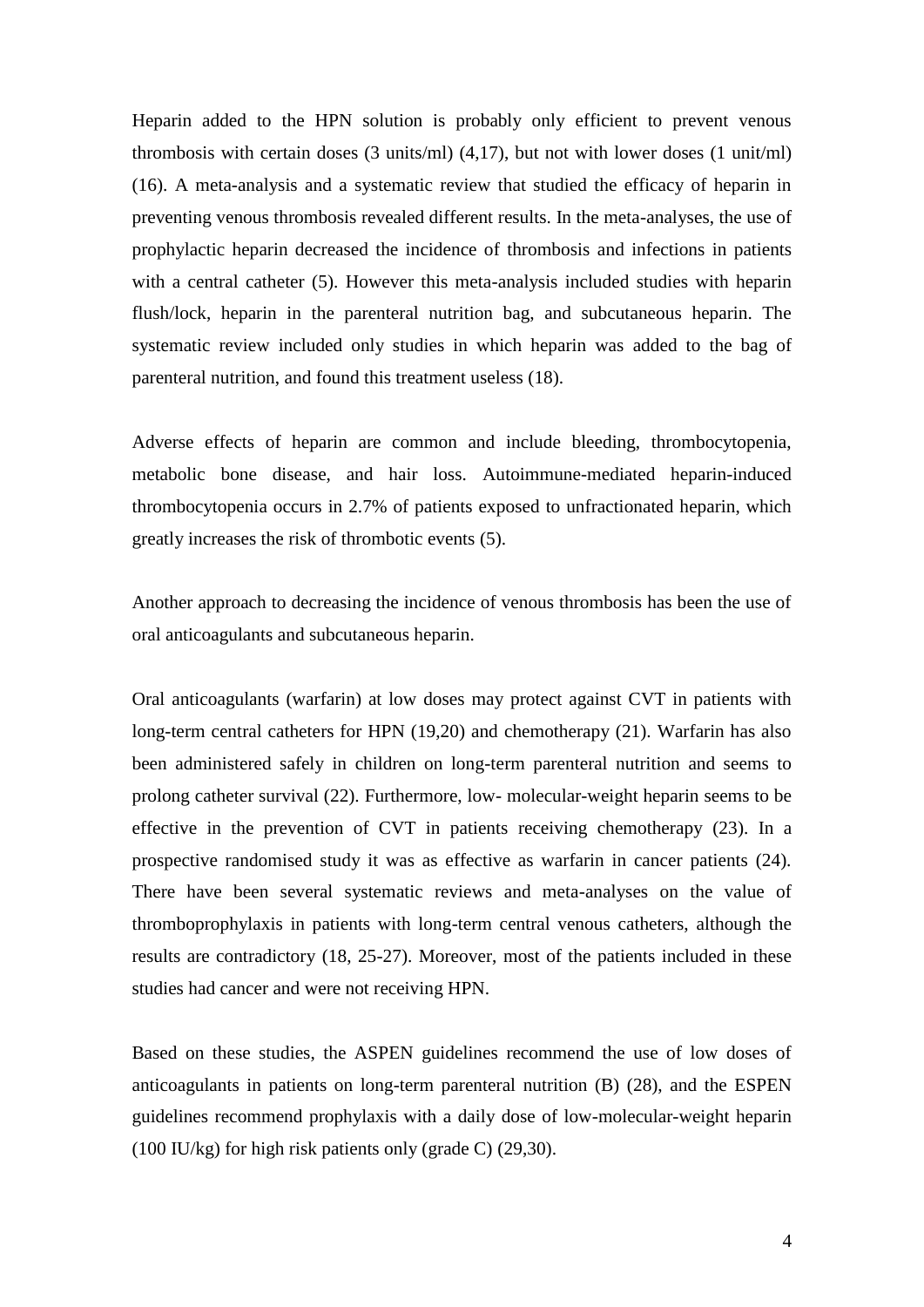Heparin added to the HPN solution is probably only efficient to prevent venous thrombosis with certain doses (3 units/ml) (4,17), but not with lower doses (1 unit/ml) (16). A meta-analysis and a systematic review that studied the efficacy of heparin in preventing venous thrombosis revealed different results. In the meta-analyses, the use of prophylactic heparin decreased the incidence of thrombosis and infections in patients with a central catheter (5). However this meta-analysis included studies with heparin flush/lock, heparin in the parenteral nutrition bag, and subcutaneous heparin. The systematic review included only studies in which heparin was added to the bag of parenteral nutrition, and found this treatment useless (18).

Adverse effects of heparin are common and include bleeding, thrombocytopenia, metabolic bone disease, and hair loss. Autoimmune-mediated heparin-induced thrombocytopenia occurs in 2.7% of patients exposed to unfractionated heparin, which greatly increases the risk of thrombotic events (5).

Another approach to decreasing the incidence of venous thrombosis has been the use of oral anticoagulants and subcutaneous heparin.

Oral anticoagulants (warfarin) at low doses may protect against CVT in patients with long-term central catheters for HPN (19,20) and chemotherapy (21). Warfarin has also been administered safely in children on long-term parenteral nutrition and seems to prolong catheter survival (22). Furthermore, low- molecular-weight heparin seems to be effective in the prevention of CVT in patients receiving chemotherapy (23). In a prospective randomised study it was as effective as warfarin in cancer patients (24). There have been several systematic reviews and meta-analyses on the value of thromboprophylaxis in patients with long-term central venous catheters, although the results are contradictory (18, 25-27). Moreover, most of the patients included in these studies had cancer and were not receiving HPN.

Based on these studies, the ASPEN guidelines recommend the use of low doses of anticoagulants in patients on long-term parenteral nutrition (B) (28), and the ESPEN guidelines recommend prophylaxis with a daily dose of low-molecular-weight heparin (100 IU/kg) for high risk patients only (grade C) (29,30).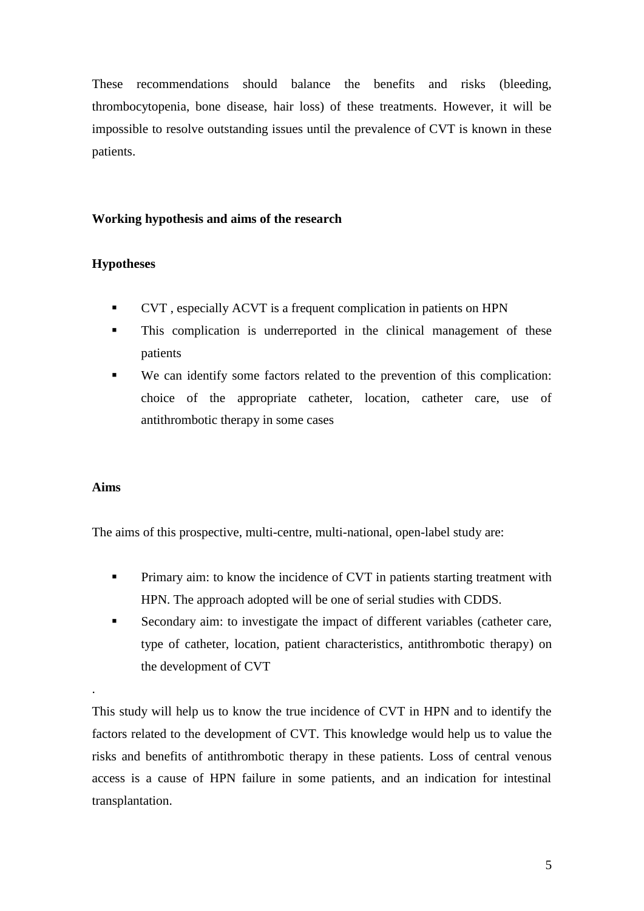These recommendations should balance the benefits and risks (bleeding, thrombocytopenia, bone disease, hair loss) of these treatments. However, it will be impossible to resolve outstanding issues until the prevalence of CVT is known in these patients.

## Working hypothesis and aims of the research

### Hypotheses

- CVT , especially ACVT is a frequent complication in patients on HPN
- This complication is underreported in the clinical management of these patients
- We can identify some factors related to the prevention of this complication: choice of the appropriate catheter, location, catheter care, use of antithrombotic therapy in some cases

### Aims

The aims of this prospective, multi-centre, multi-national, open-label study are:

- Primary aim: to know the incidence of CVT in patients starting treatment with HPN. The approach adopted will be one of serial studies with CDDS.
- Secondary aim: to investigate the impact of different variables (catheter care, type of catheter, location, patient characteristics, antithrombotic therapy) on the development of CVT

.

This study will help us to know the true incidence of CVT in HPN and to identify the factors related to the development of CVT. This knowledge would help us to value the risks and benefits of antithrombotic therapy in these patients. Loss of central venous access is a cause of HPN failure in some patients, and an indication for intestinal transplantation.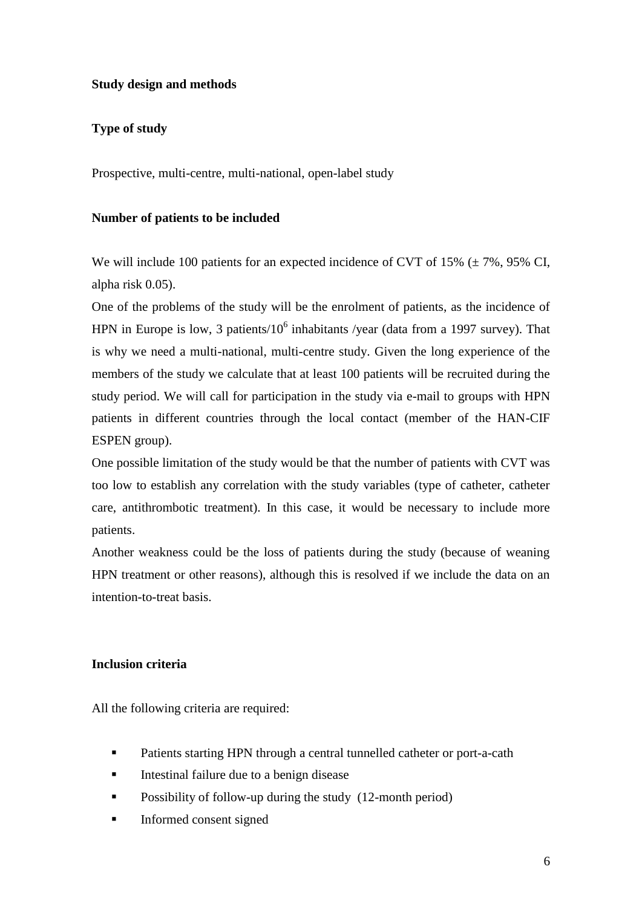**Study design and methods**

**Type of study**

Prospective, multi-centre, multi-national, open-label study

**Number of patients to be included**

We will include 100 patients for an expected incidence of CVT of 15% (± 7%, 95% CI, alpha risk 0.05).

One of the problems of the study will be the enrolment of patients, as the incidence of HPN in Europe is low, 3 patients/$10^6$ inhabitants /year (data from a 1997 survey). That is why we need a multi-national, multi-centre study. Given the long experience of the members of the study we calculate that at least 100 patients will be recruited during the study period. We will call for participation in the study via e-mail to groups with HPN patients in different countries through the local contact (member of the HAN-CIF ESPEN group).

One possible limitation of the study would be that the number of patients with CVT was too low to establish any correlation with the study variables (type of catheter, catheter care, antithrombotic treatment). In this case, it would be necessary to include more patients.

Another weakness could be the loss of patients during the study (because of weaning HPN treatment or other reasons), although this is resolved if we include the data on an intention-to-treat basis.

**Inclusion criteria**

All the following criteria are required:

- Patients starting HPN through a central tunnelled catheter or port-a-cath
- Intestinal failure due to a benign disease
- Possibility of follow-up during the study (12-month period)
- Informed consent signed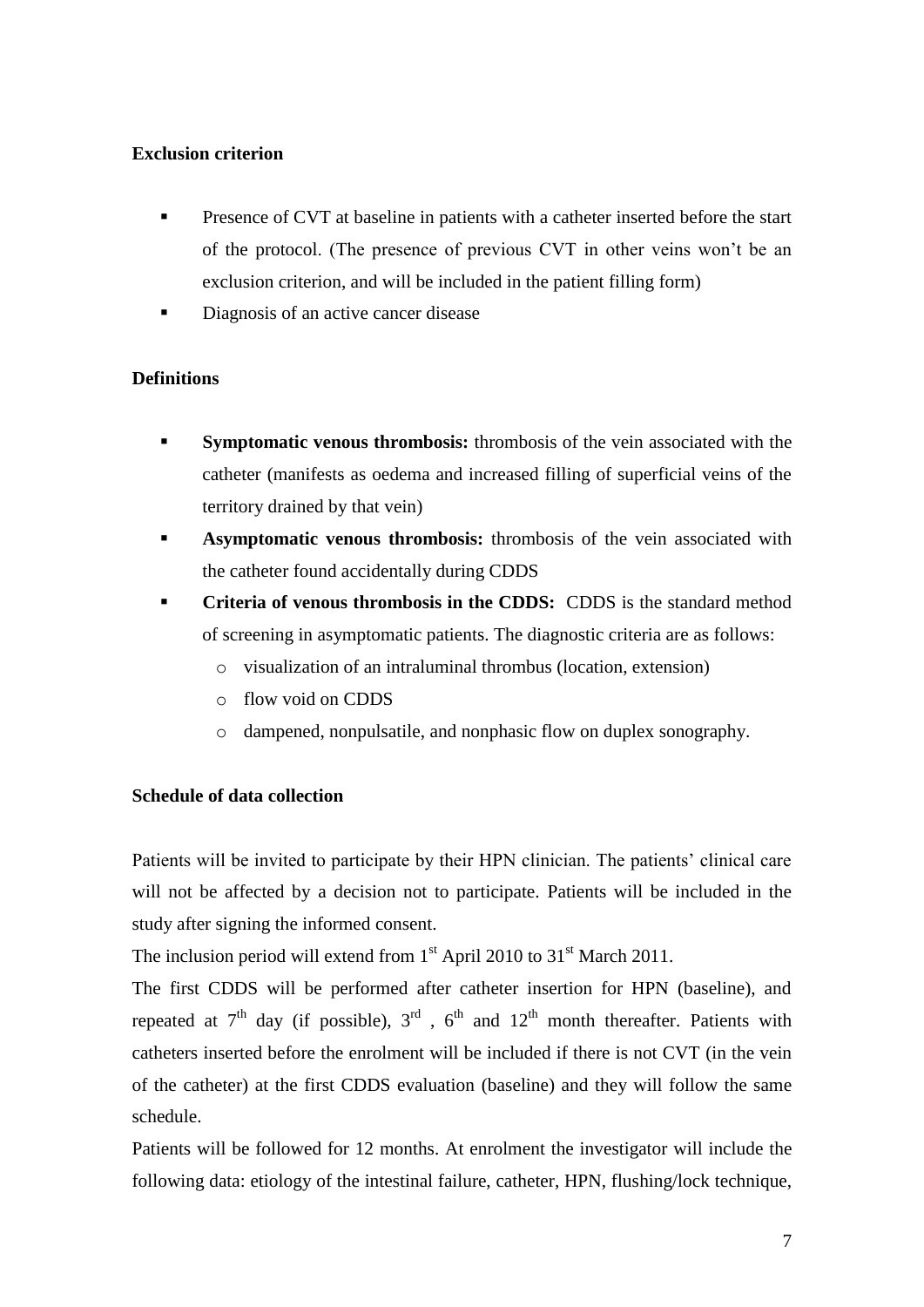**Exclusion criterion**

- Presence of CVT at baseline in patients with a catheter inserted before the start of the protocol. (The presence of previous CVT in other veins won't be an exclusion criterion, and will be included in the patient filling form)
- Diagnosis of an active cancer disease

**Definitions**

- **Symptomatic venous thrombosis:** thrombosis of the vein associated with the catheter (manifests as oedema and increased filling of superficial veins of the territory drained by that vein)
- **Asymptomatic venous thrombosis:** thrombosis of the vein associated with the catheter found accidentally during CDDS
- **Criteria of venous thrombosis in the CDDS:** CDDS is the standard method of screening in asymptomatic patients. The diagnostic criteria are as follows:
  - visualization of an intraluminal thrombus (location, extension)
  - flow void on CDDS
  - dampened, nonpulsatile, and nonphasic flow on duplex sonography.

**Schedule of data collection**

Patients will be invited to participate by their HPN clinician. The patients' clinical care will not be affected by a decision not to participate. Patients will be included in the study after signing the informed consent.

The inclusion period will extend from 1st April 2010 to 31st March 2011.

The first CDDS will be performed after catheter insertion for HPN (baseline), and repeated at 7th day (if possible), 3rd , 6th and 12th month thereafter. Patients with catheters inserted before the enrolment will be included if there is not CVT (in the vein of the catheter) at the first CDDS evaluation (baseline) and they will follow the same schedule.

Patients will be followed for 12 months. At enrolment the investigator will include the following data: etiology of the intestinal failure, catheter, HPN, flushing/lock technique,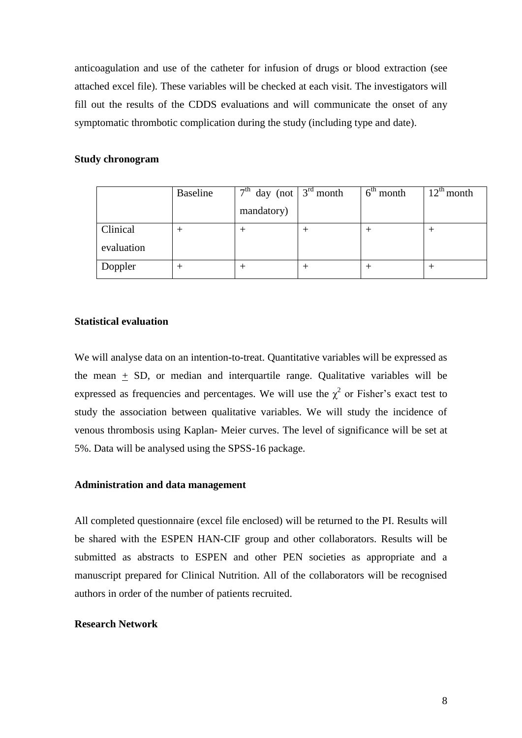anticoagulation and use of the catheter for infusion of drugs or blood extraction (see attached excel file). These variables will be checked at each visit. The investigators will fill out the results of the CDDS evaluations and will communicate the onset of any symptomatic thrombotic complication during the study (including type and date).

**Study chronogram**

| | Baseline | 7th day (not mandatory) | 3rd month | 6th month | 12th month |
|---|---|---|---|---|---|
| Clinical evaluation | + | + | + | + | + |
| Doppler | + | + | + | + | + |

**Statistical evaluation**

We will analyse data on an intention-to-treat. Quantitative variables will be expressed as the mean $\pm$ SD, or median and interquartile range. Qualitative variables will be expressed as frequencies and percentages. We will use the $\chi^2$ or Fisher's exact test to study the association between qualitative variables. We will study the incidence of venous thrombosis using Kaplan- Meier curves. The level of significance will be set at 5%. Data will be analysed using the SPSS-16 package.

**Administration and data management**

All completed questionnaire (excel file enclosed) will be returned to the PI. Results will be shared with the ESPEN HAN-CIF group and other collaborators. Results will be submitted as abstracts to ESPEN and other PEN societies as appropriate and a manuscript prepared for Clinical Nutrition. All of the collaborators will be recognised authors in order of the number of patients recruited.

**Research Network**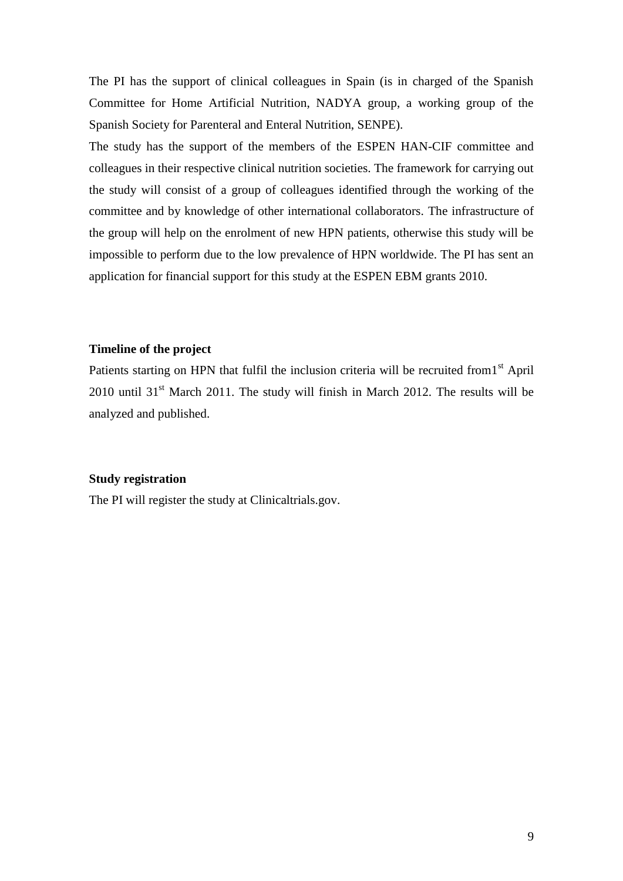The PI has the support of clinical colleagues in Spain (is in charged of the Spanish Committee for Home Artificial Nutrition, NADYA group, a working group of the Spanish Society for Parenteral and Enteral Nutrition, SENPE).

The study has the support of the members of the ESPEN HAN-CIF committee and colleagues in their respective clinical nutrition societies. The framework for carrying out the study will consist of a group of colleagues identified through the working of the committee and by knowledge of other international collaborators. The infrastructure of the group will help on the enrolment of new HPN patients, otherwise this study will be impossible to perform due to the low prevalence of HPN worldwide. The PI has sent an application for financial support for this study at the ESPEN EBM grants 2010.

**Timeline of the project**

Patients starting on HPN that fulfil the inclusion criteria will be recruited from1$^{st}$ April 2010 until 31$^{st}$ March 2011. The study will finish in March 2012. The results will be analyzed and published.

**Study registration**

The PI will register the study at Clinicaltrials.gov.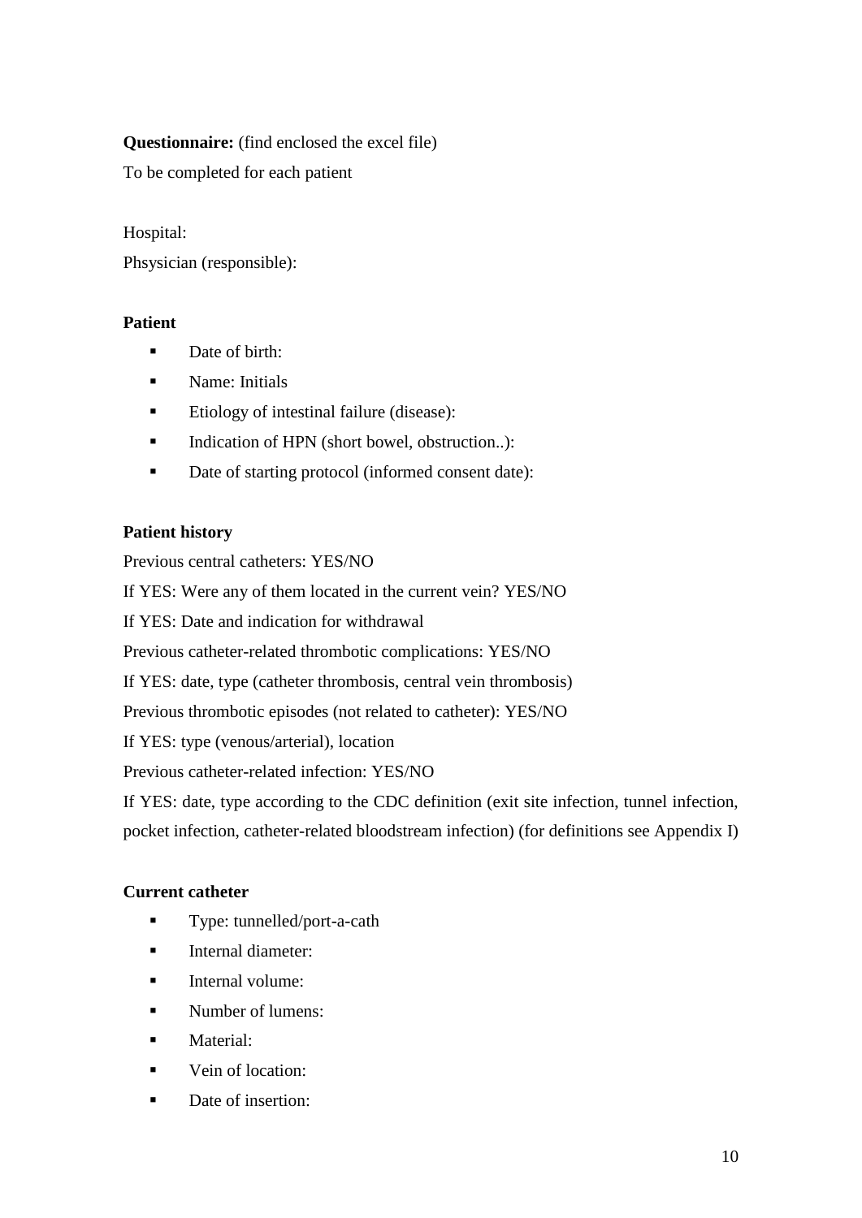**Questionnaire:** (find enclosed the excel file)

To be completed for each patient

Hospital:

Phsysician (responsible):

**Patient**

- Date of birth:
- Name: Initials
- Etiology of intestinal failure (disease):
- Indication of HPN (short bowel, obstruction..):
- Date of starting protocol (informed consent date):

**Patient history**

Previous central catheters: YES/NO

If YES: Were any of them located in the current vein? YES/NO

If YES: Date and indication for withdrawal

Previous catheter-related thrombotic complications: YES/NO

If YES: date, type (catheter thrombosis, central vein thrombosis)

Previous thrombotic episodes (not related to catheter): YES/NO

If YES: type (venous/arterial), location

Previous catheter-related infection: YES/NO

If YES: date, type according to the CDC definition (exit site infection, tunnel infection, pocket infection, catheter-related bloodstream infection) (for definitions see Appendix I)

**Current catheter**

- Type: tunnelled/port-a-cath
- Internal diameter:
- Internal volume:
- Number of lumens:
- Material:
- Vein of location:
- Date of insertion: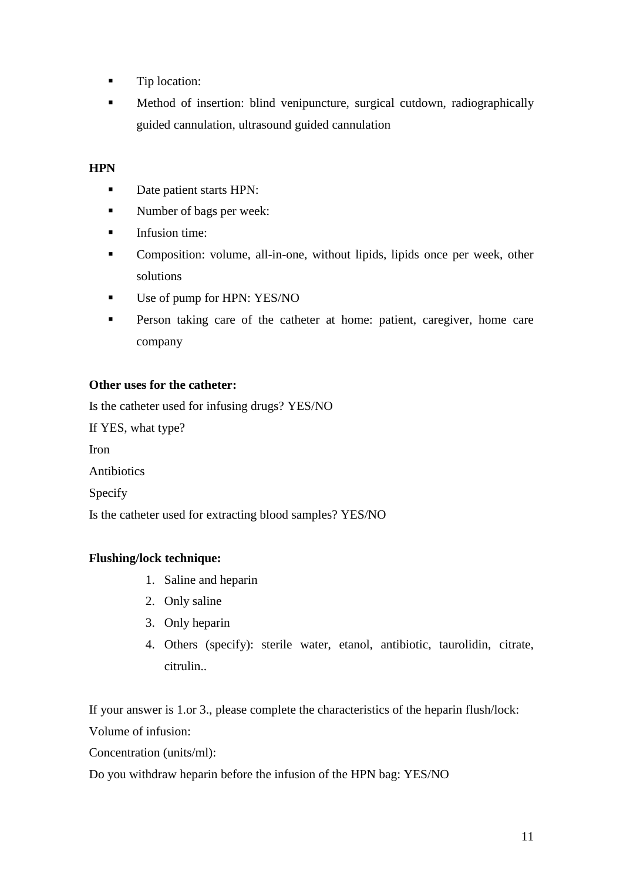- Tip location:
- Method of insertion: blind venipuncture, surgical cutdown, radiographically guided cannulation, ultrasound guided cannulation

**HPN**

- Date patient starts HPN:
- Number of bags per week:
- Infusion time:
- Composition: volume, all-in-one, without lipids, lipids once per week, other solutions
- Use of pump for HPN: YES/NO
- Person taking care of the catheter at home: patient, caregiver, home care company

**Other uses for the catheter:**

Is the catheter used for infusing drugs? YES/NO

If YES, what type?

Iron

Antibiotics

Specify

Is the catheter used for extracting blood samples? YES/NO

**Flushing/lock technique:**

1. Saline and heparin
2. Only saline
3. Only heparin
4. Others (specify): sterile water, etanol, antibiotic, taurolidin, citrate, citrulin..

If your answer is 1.or 3., please complete the characteristics of the heparin flush/lock:

Volume of infusion:

Concentration (units/ml):

Do you withdraw heparin before the infusion of the HPN bag: YES/NO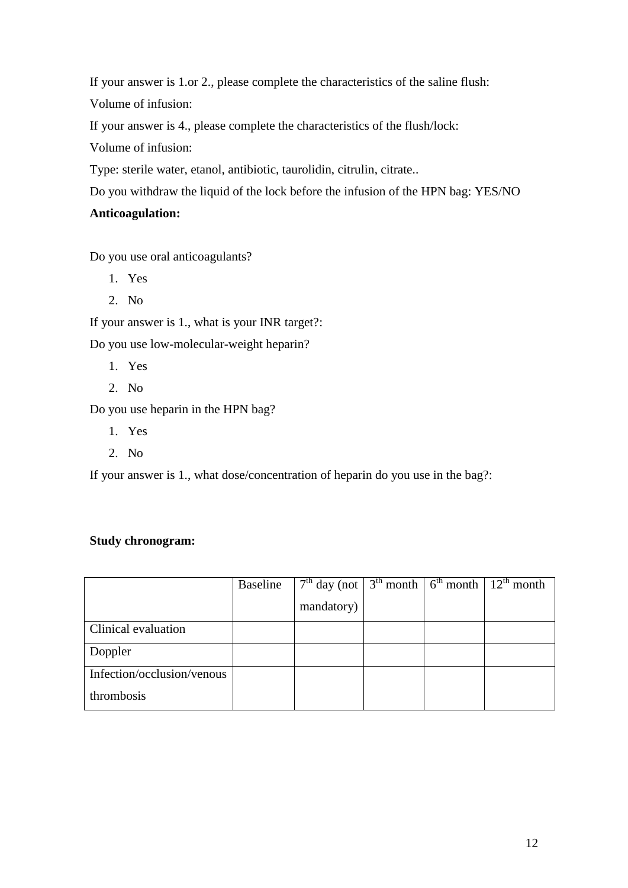If your answer is 1.or 2., please complete the characteristics of the saline flush:

Volume of infusion:

If your answer is 4., please complete the characteristics of the flush/lock:

Volume of infusion:

Type: sterile water, etanol, antibiotic, taurolidin, citrulin, citrate..

Do you withdraw the liquid of the lock before the infusion of the HPN bag: YES/NO

**Anticoagulation:**

Do you use oral anticoagulants?

1. Yes
2. No

If your answer is 1., what is your INR target?:

Do you use low-molecular-weight heparin?

1. Yes
2. No

Do you use heparin in the HPN bag?

1. Yes
2. No

If your answer is 1., what dose/concentration of heparin do you use in the bag?:

**Study chronogram:**

| | Baseline | 7th day (not mandatory) | 3th month | 6th month | 12th month |
|---|---|---|---|---|---|
| Clinical evaluation | | | | | |
| Doppler | | | | | |
| Infection/occlusion/venous thrombosis | | | | | |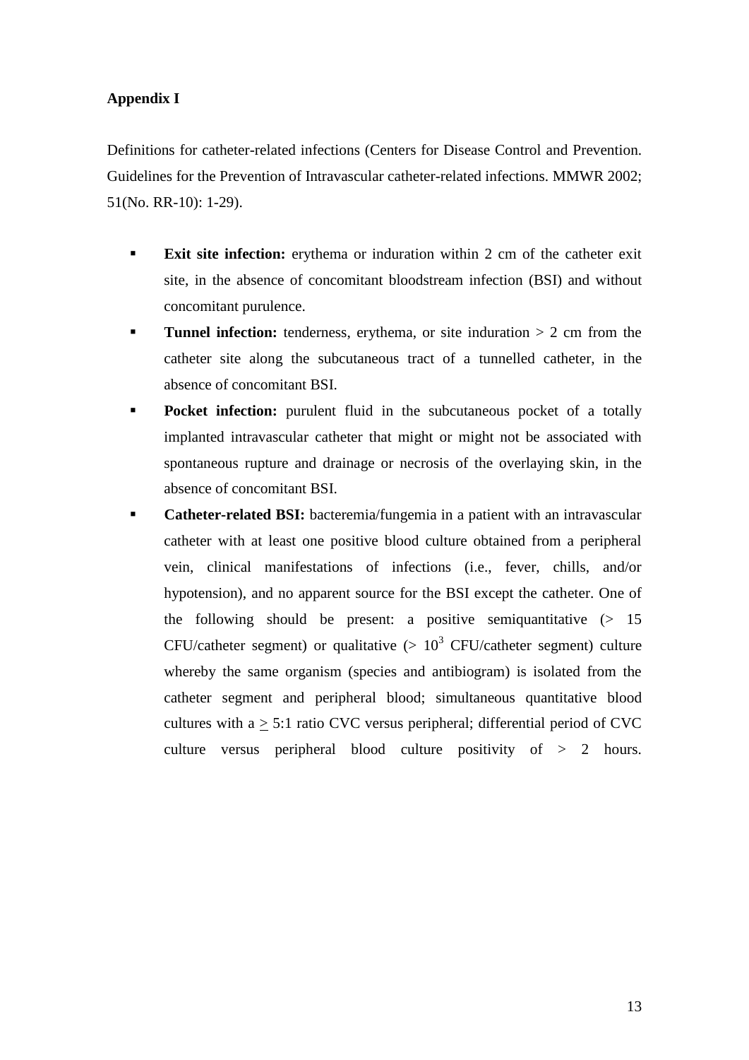**Appendix I**

Definitions for catheter-related infections (Centers for Disease Control and Prevention. Guidelines for the Prevention of Intravascular catheter-related infections. MMWR 2002; 51(No. RR-10): 1-29).

- **Exit site infection:** erythema or induration within 2 cm of the catheter exit site, in the absence of concomitant bloodstream infection (BSI) and without concomitant purulence.
- **Tunnel infection:** tenderness, erythema, or site induration > 2 cm from the catheter site along the subcutaneous tract of a tunnelled catheter, in the absence of concomitant BSI.
- **Pocket infection:** purulent fluid in the subcutaneous pocket of a totally implanted intravascular catheter that might or might not be associated with spontaneous rupture and drainage or necrosis of the overlaying skin, in the absence of concomitant BSI.
- **Catheter-related BSI:** bacteremia/fungemia in a patient with an intravascular catheter with at least one positive blood culture obtained from a peripheral vein, clinical manifestations of infections (i.e., fever, chills, and/or hypotension), and no apparent source for the BSI except the catheter. One of the following should be present: a positive semiquantitative (> 15 CFU/catheter segment) or qualitative (> $10^3$ CFU/catheter segment) culture whereby the same organism (species and antibiogram) is isolated from the catheter segment and peripheral blood; simultaneous quantitative blood cultures with a $\geq$ 5:1 ratio CVC versus peripheral; differential period of CVC culture versus peripheral blood culture positivity of > 2 hours.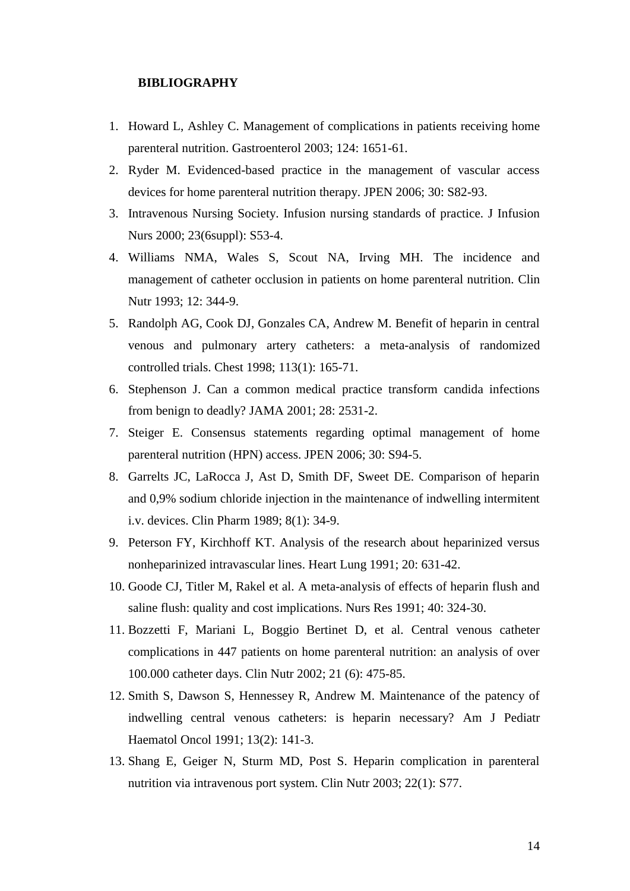## BIBLIOGRAPHY

1. Howard L, Ashley C. Management of complications in patients receiving home parenteral nutrition. Gastroenterol 2003; 124: 1651-61.
2. Ryder M. Evidenced-based practice in the management of vascular access devices for home parenteral nutrition therapy. JPEN 2006; 30: S82-93.
3. Intravenous Nursing Society. Infusion nursing standards of practice. J Infusion Nurs 2000; 23(6suppl): S53-4.
4. Williams NMA, Wales S, Scout NA, Irving MH. The incidence and management of catheter occlusion in patients on home parenteral nutrition. Clin Nutr 1993; 12: 344-9.
5. Randolph AG, Cook DJ, Gonzales CA, Andrew M. Benefit of heparin in central venous and pulmonary artery catheters: a meta-analysis of randomized controlled trials. Chest 1998; 113(1): 165-71.
6. Stephenson J. Can a common medical practice transform candida infections from benign to deadly? JAMA 2001; 28: 2531-2.
7. Steiger E. Consensus statements regarding optimal management of home parenteral nutrition (HPN) access. JPEN 2006; 30: S94-5.
8. Garrelts JC, LaRocca J, Ast D, Smith DF, Sweet DE. Comparison of heparin and 0,9% sodium chloride injection in the maintenance of indwelling intermitent i.v. devices. Clin Pharm 1989; 8(1): 34-9.
9. Peterson FY, Kirchhoff KT. Analysis of the research about heparinized versus nonheparinized intravascular lines. Heart Lung 1991; 20: 631-42.
10. Goode CJ, Titler M, Rakel et al. A meta-analysis of effects of heparin flush and saline flush: quality and cost implications. Nurs Res 1991; 40: 324-30.
11. Bozzetti F, Mariani L, Boggio Bertinet D, et al. Central venous catheter complications in 447 patients on home parenteral nutrition: an analysis of over 100.000 catheter days. Clin Nutr 2002; 21 (6): 475-85.
12. Smith S, Dawson S, Hennessey R, Andrew M. Maintenance of the patency of indwelling central venous catheters: is heparin necessary? Am J Pediatr Haematol Oncol 1991; 13(2): 141-3.
13. Shang E, Geiger N, Sturm MD, Post S. Heparin complication in parenteral nutrition via intravenous port system. Clin Nutr 2003; 22(1): S77.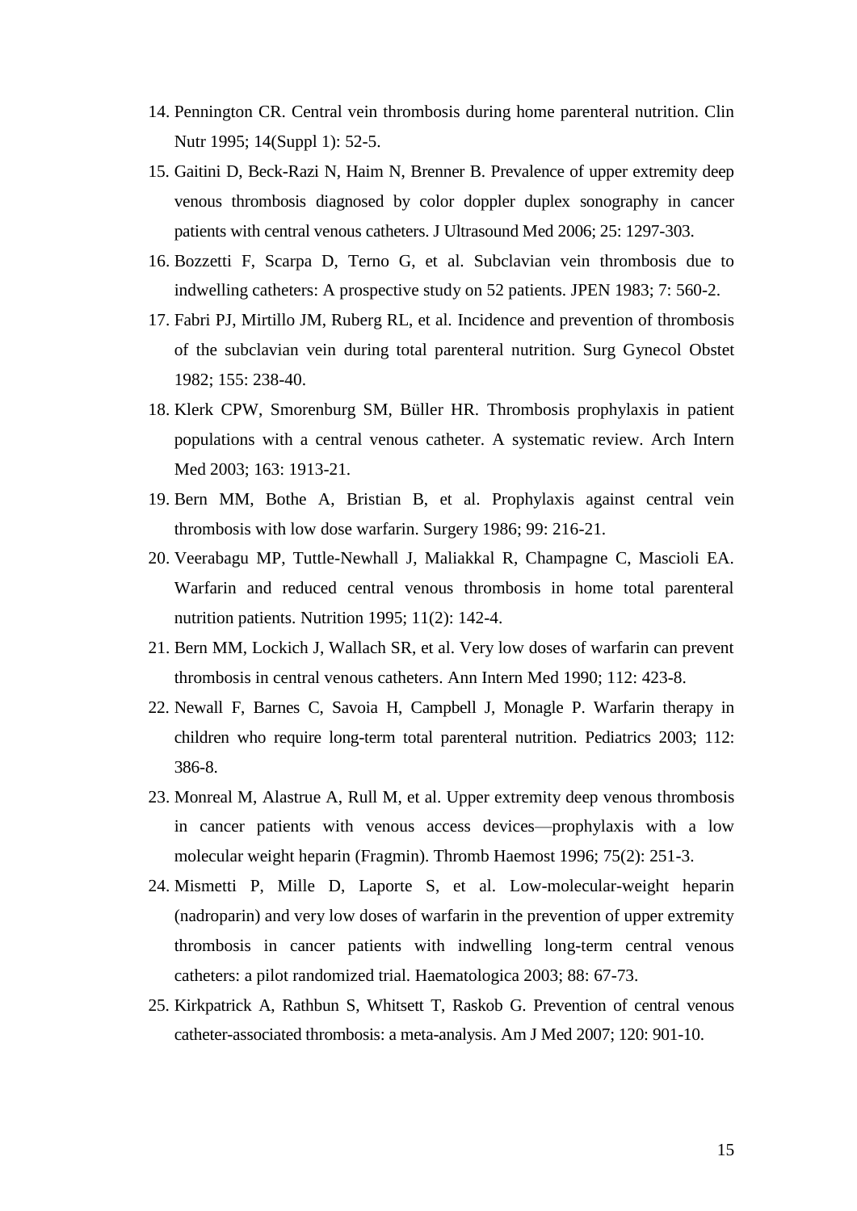14. Pennington CR. Central vein thrombosis during home parenteral nutrition. Clin Nutr 1995; 14(Suppl 1): 52-5.
15. Gaitini D, Beck-Razi N, Haim N, Brenner B. Prevalence of upper extremity deep venous thrombosis diagnosed by color doppler duplex sonography in cancer patients with central venous catheters. J Ultrasound Med 2006; 25: 1297-303.
16. Bozzetti F, Scarpa D, Terno G, et al. Subclavian vein thrombosis due to indwelling catheters: A prospective study on 52 patients. JPEN 1983; 7: 560-2.
17. Fabri PJ, Mirtillo JM, Ruberg RL, et al. Incidence and prevention of thrombosis of the subclavian vein during total parenteral nutrition. Surg Gynecol Obstet 1982; 155: 238-40.
18. Klerk CPW, Smorenburg SM, Büller HR. Thrombosis prophylaxis in patient populations with a central venous catheter. A systematic review. Arch Intern Med 2003; 163: 1913-21.
19. Bern MM, Bothe A, Bristian B, et al. Prophylaxis against central vein thrombosis with low dose warfarin. Surgery 1986; 99: 216-21.
20. Veerabagu MP, Tuttle-Newhall J, Maliakkal R, Champagne C, Mascioli EA. Warfarin and reduced central venous thrombosis in home total parenteral nutrition patients. Nutrition 1995; 11(2): 142-4.
21. Bern MM, Lockich J, Wallach SR, et al. Very low doses of warfarin can prevent thrombosis in central venous catheters. Ann Intern Med 1990; 112: 423-8.
22. Newall F, Barnes C, Savoia H, Campbell J, Monagle P. Warfarin therapy in children who require long-term total parenteral nutrition. Pediatrics 2003; 112: 386-8.
23. Monreal M, Alastrue A, Rull M, et al. Upper extremity deep venous thrombosis in cancer patients with venous access devices—prophylaxis with a low molecular weight heparin (Fragmin). Thromb Haemost 1996; 75(2): 251-3.
24. Mismetti P, Mille D, Laporte S, et al. Low-molecular-weight heparin (nadroparin) and very low doses of warfarin in the prevention of upper extremity thrombosis in cancer patients with indwelling long-term central venous catheters: a pilot randomized trial. Haematologica 2003; 88: 67-73.
25. Kirkpatrick A, Rathbun S, Whitsett T, Raskob G. Prevention of central venous catheter-associated thrombosis: a meta-analysis. Am J Med 2007; 120: 901-10.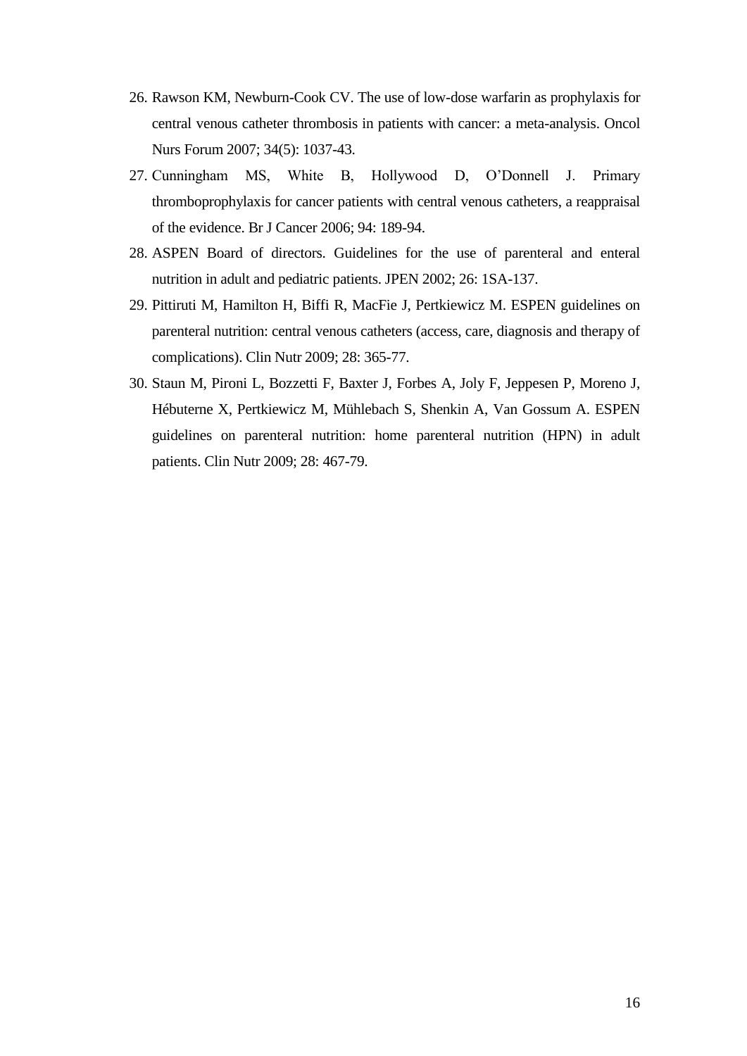26. Rawson KM, Newburn-Cook CV. The use of low-dose warfarin as prophylaxis for central venous catheter thrombosis in patients with cancer: a meta-analysis. Oncol Nurs Forum 2007; 34(5): 1037-43.
27. Cunningham MS, White B, Hollywood D, O'Donnell J. Primary thromboprophylaxis for cancer patients with central venous catheters, a reappraisal of the evidence. Br J Cancer 2006; 94: 189-94.
28. ASPEN Board of directors. Guidelines for the use of parenteral and enteral nutrition in adult and pediatric patients. JPEN 2002; 26: 1SA-137.
29. Pittiruti M, Hamilton H, Biffi R, MacFie J, Pertkiewicz M. ESPEN guidelines on parenteral nutrition: central venous catheters (access, care, diagnosis and therapy of complications). Clin Nutr 2009; 28: 365-77.
30. Staun M, Pironi L, Bozzetti F, Baxter J, Forbes A, Joly F, Jeppesen P, Moreno J, Hébuterne X, Pertkiewicz M, Mühlebach S, Shenkin A, Van Gossum A. ESPEN guidelines on parenteral nutrition: home parenteral nutrition (HPN) in adult patients. Clin Nutr 2009; 28: 467-79.